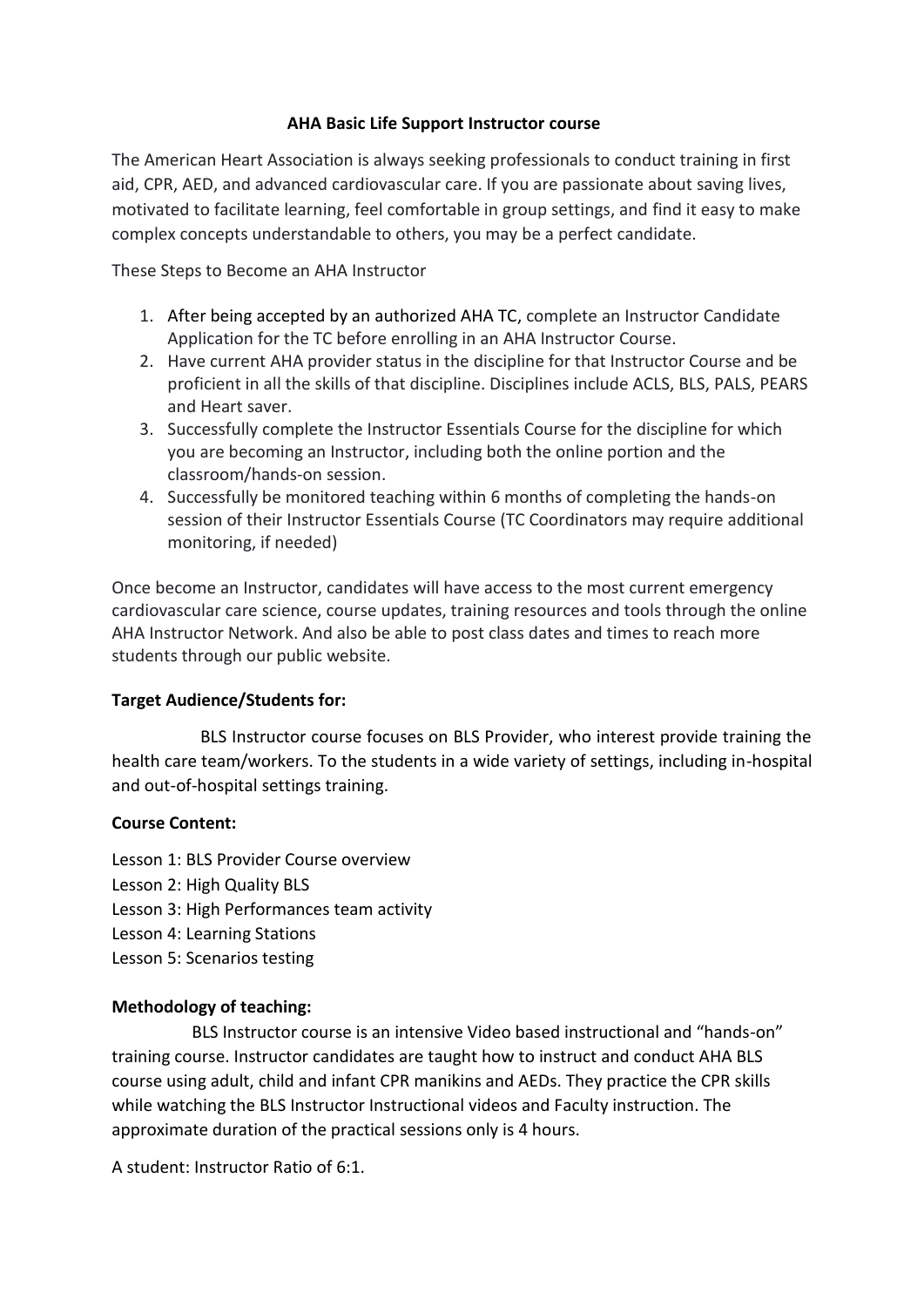**AHA Basic Life Support Instructor course**

The American Heart Association is always seeking professionals to conduct training in first aid, CPR, AED, and advanced cardiovascular care. If you are passionate about saving lives, motivated to facilitate learning, feel comfortable in group settings, and find it easy to make complex concepts understandable to others, you may be a perfect candidate.

These Steps to Become an AHA Instructor

1. After being accepted by an authorized AHA TC, complete an Instructor Candidate Application for the TC before enrolling in an AHA Instructor Course.
2. Have current AHA provider status in the discipline for that Instructor Course and be proficient in all the skills of that discipline. Disciplines include ACLS, BLS, PALS, PEARS and Heart saver.
3. Successfully complete the Instructor Essentials Course for the discipline for which you are becoming an Instructor, including both the online portion and the classroom/hands-on session.
4. Successfully be monitored teaching within 6 months of completing the hands-on session of their Instructor Essentials Course (TC Coordinators may require additional monitoring, if needed)

Once become an Instructor, candidates will have access to the most current emergency cardiovascular care science, course updates, training resources and tools through the online AHA Instructor Network. And also be able to post class dates and times to reach more students through our public website.

**Target Audience/Students for:**

BLS Instructor course focuses on BLS Provider, who interest provide training the health care team/workers. To the students in a wide variety of settings, including in-hospital and out-of-hospital settings training.

**Course Content:**

Lesson 1: BLS Provider Course overview
Lesson 2: High Quality BLS
Lesson 3: High Performances team activity
Lesson 4: Learning Stations
Lesson 5: Scenarios testing

**Methodology of teaching:**

BLS Instructor course is an intensive Video based instructional and "hands-on" training course. Instructor candidates are taught how to instruct and conduct AHA BLS course using adult, child and infant CPR manikins and AEDs. They practice the CPR skills while watching the BLS Instructor Instructional videos and Faculty instruction. The approximate duration of the practical sessions only is 4 hours.

A student: Instructor Ratio of 6:1.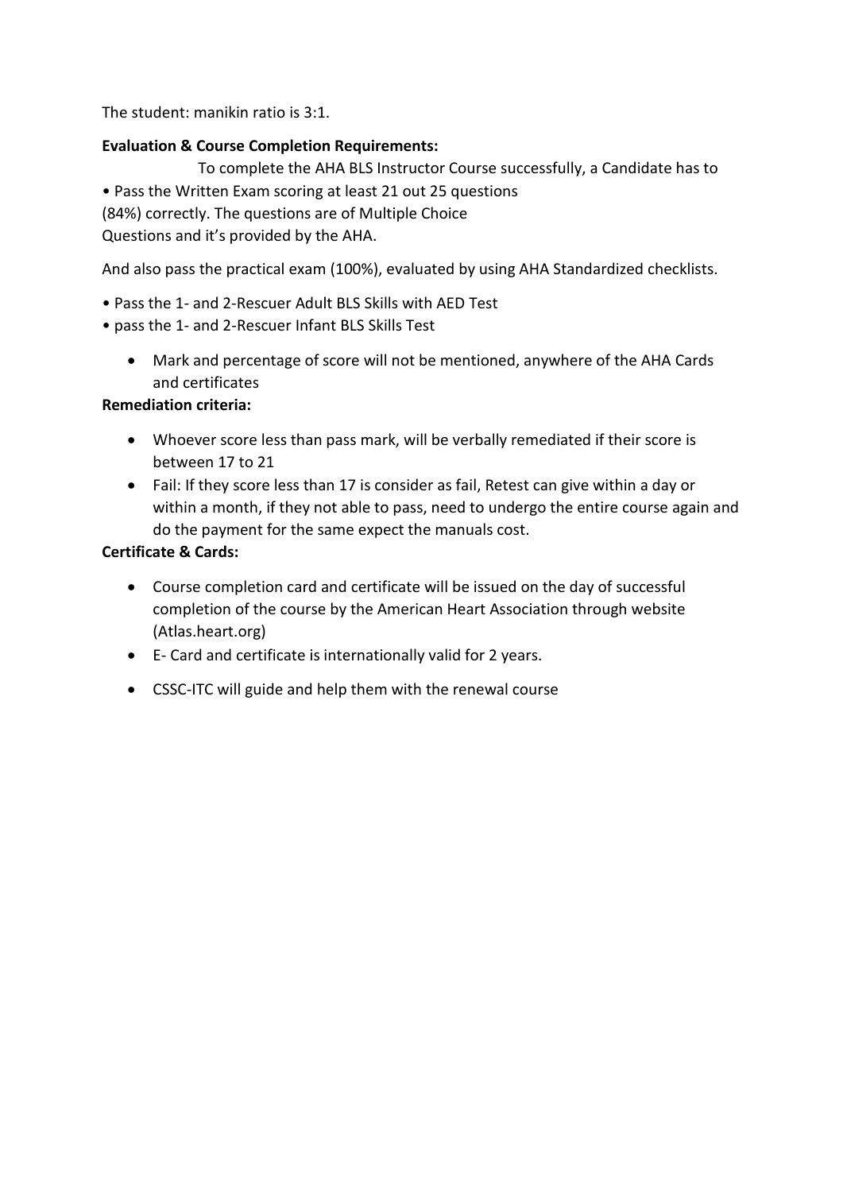The student: manikin ratio is 3:1.

**Evaluation & Course Completion Requirements:**

To complete the AHA BLS Instructor Course successfully, a Candidate has to

• Pass the Written Exam scoring at least 21 out 25 questions
(84%) correctly. The questions are of Multiple Choice
Questions and it's provided by the AHA.

And also pass the practical exam (100%), evaluated by using AHA Standardized checklists.

• Pass the 1- and 2-Rescuer Adult BLS Skills with AED Test
• pass the 1- and 2-Rescuer Infant BLS Skills Test

- Mark and percentage of score will not be mentioned, anywhere of the AHA Cards and certificates

**Remediation criteria:**

- Whoever score less than pass mark, will be verbally remediated if their score is between 17 to 21
- Fail: If they score less than 17 is consider as fail, Retest can give within a day or within a month, if they not able to pass, need to undergo the entire course again and do the payment for the same expect the manuals cost.

**Certificate & Cards:**

- Course completion card and certificate will be issued on the day of successful completion of the course by the American Heart Association through website (Atlas.heart.org)
- E- Card and certificate is internationally valid for 2 years.
- CSSC-ITC will guide and help them with the renewal course